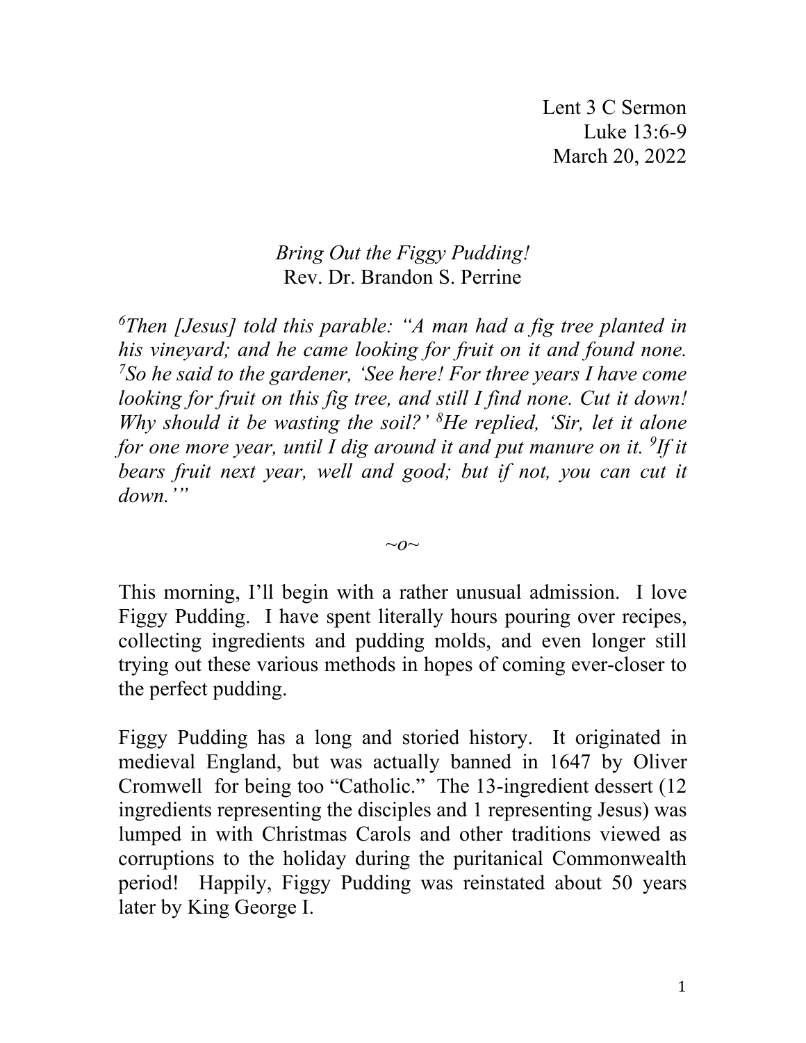Lent 3 C Sermon
Luke 13:6-9
March 20, 2022

*Bring Out the Figgy Pudding!*
Rev. Dr. Brandon S. Perrine

*[6]Then [Jesus] told this parable: "A man had a fig tree planted in his vineyard; and he came looking for fruit on it and found none. [7]So he said to the gardener, 'See here! For three years I have come looking for fruit on this fig tree, and still I find none. Cut it down! Why should it be wasting the soil?' [8]He replied, 'Sir, let it alone for one more year, until I dig around it and put manure on it. [9]If it bears fruit next year, well and good; but if not, you can cut it down.'"*

~o~

This morning, I'll begin with a rather unusual admission. I love Figgy Pudding. I have spent literally hours pouring over recipes, collecting ingredients and pudding molds, and even longer still trying out these various methods in hopes of coming ever-closer to the perfect pudding.

Figgy Pudding has a long and storied history. It originated in medieval England, but was actually banned in 1647 by Oliver Cromwell for being too "Catholic." The 13-ingredient dessert (12 ingredients representing the disciples and 1 representing Jesus) was lumped in with Christmas Carols and other traditions viewed as corruptions to the holiday during the puritanical Commonwealth period! Happily, Figgy Pudding was reinstated about 50 years later by King George I.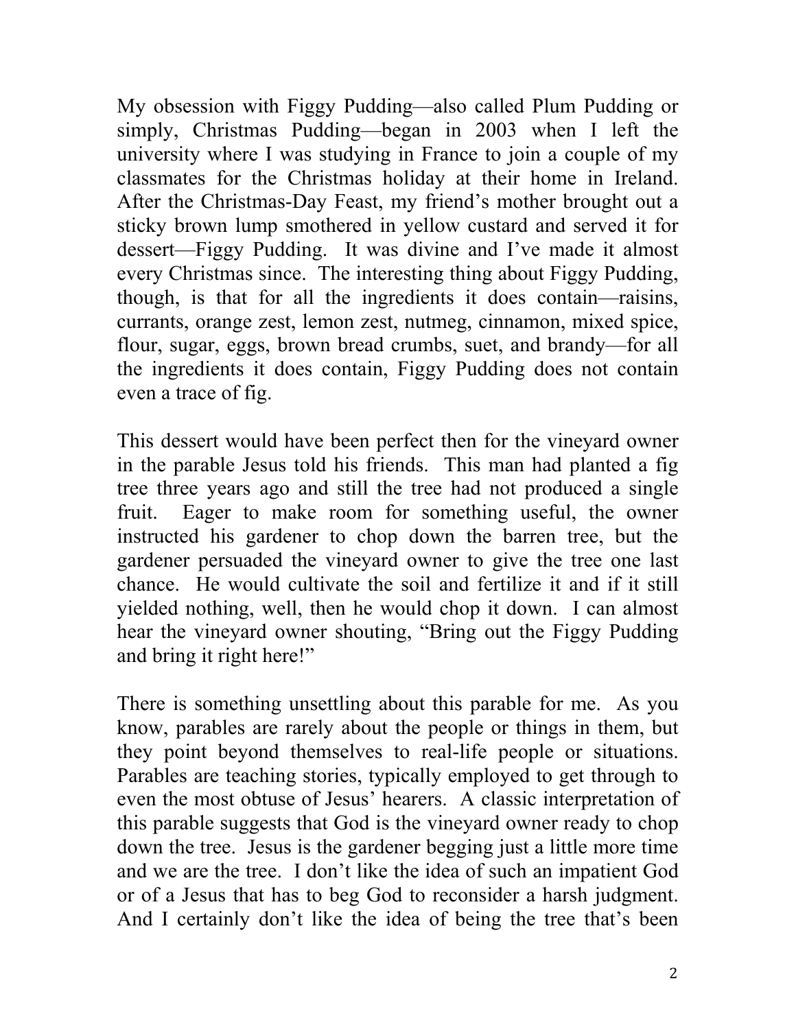My obsession with Figgy Pudding—also called Plum Pudding or simply, Christmas Pudding—began in 2003 when I left the university where I was studying in France to join a couple of my classmates for the Christmas holiday at their home in Ireland. After the Christmas-Day Feast, my friend's mother brought out a sticky brown lump smothered in yellow custard and served it for dessert—Figgy Pudding. It was divine and I've made it almost every Christmas since. The interesting thing about Figgy Pudding, though, is that for all the ingredients it does contain—raisins, currants, orange zest, lemon zest, nutmeg, cinnamon, mixed spice, flour, sugar, eggs, brown bread crumbs, suet, and brandy—for all the ingredients it does contain, Figgy Pudding does not contain even a trace of fig.

This dessert would have been perfect then for the vineyard owner in the parable Jesus told his friends. This man had planted a fig tree three years ago and still the tree had not produced a single fruit. Eager to make room for something useful, the owner instructed his gardener to chop down the barren tree, but the gardener persuaded the vineyard owner to give the tree one last chance. He would cultivate the soil and fertilize it and if it still yielded nothing, well, then he would chop it down. I can almost hear the vineyard owner shouting, "Bring out the Figgy Pudding and bring it right here!"

There is something unsettling about this parable for me. As you know, parables are rarely about the people or things in them, but they point beyond themselves to real-life people or situations. Parables are teaching stories, typically employed to get through to even the most obtuse of Jesus' hearers. A classic interpretation of this parable suggests that God is the vineyard owner ready to chop down the tree. Jesus is the gardener begging just a little more time and we are the tree. I don't like the idea of such an impatient God or of a Jesus that has to beg God to reconsider a harsh judgment. And I certainly don't like the idea of being the tree that's been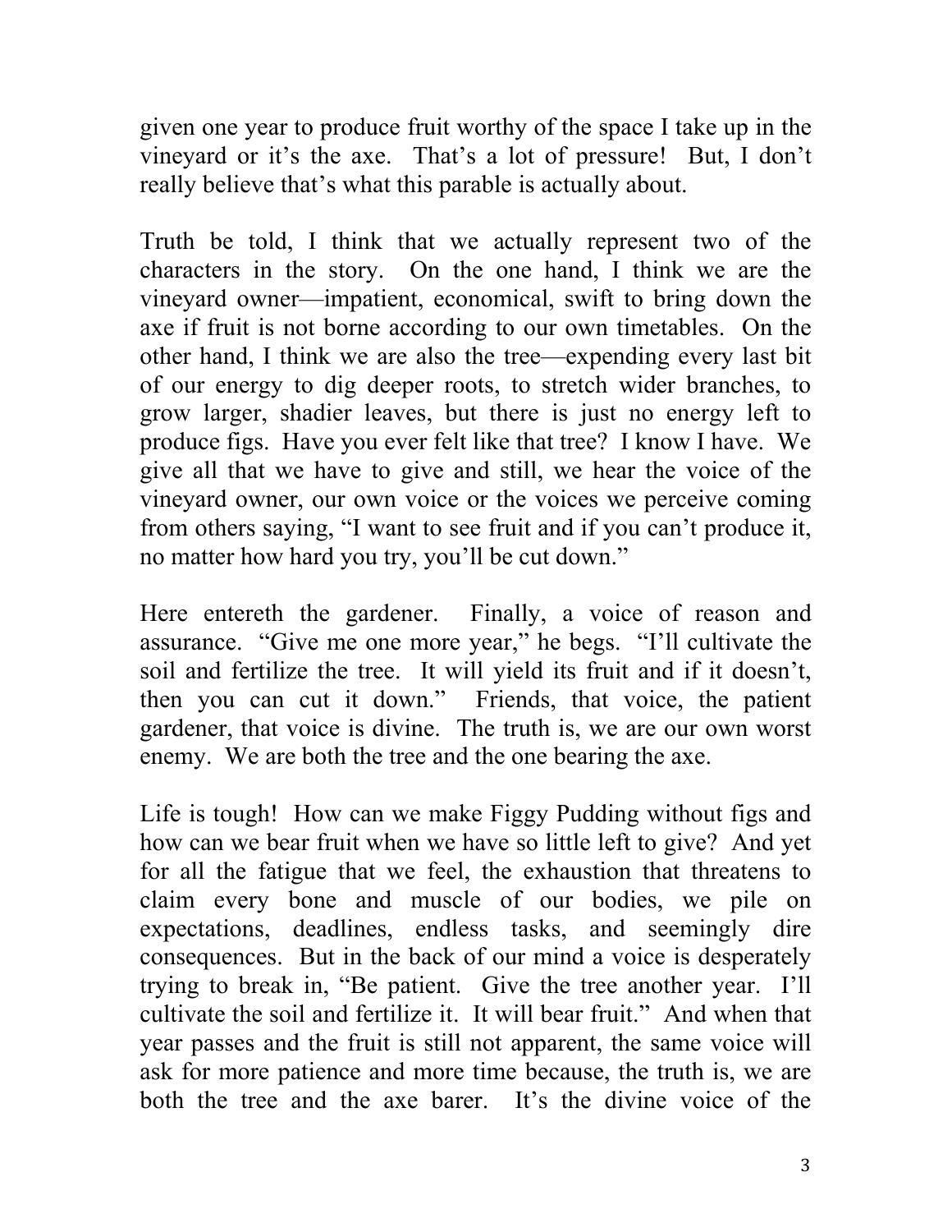given one year to produce fruit worthy of the space I take up in the vineyard or it's the axe. That's a lot of pressure! But, I don't really believe that's what this parable is actually about.

Truth be told, I think that we actually represent two of the characters in the story. On the one hand, I think we are the vineyard owner—impatient, economical, swift to bring down the axe if fruit is not borne according to our own timetables. On the other hand, I think we are also the tree—expending every last bit of our energy to dig deeper roots, to stretch wider branches, to grow larger, shadier leaves, but there is just no energy left to produce figs. Have you ever felt like that tree? I know I have. We give all that we have to give and still, we hear the voice of the vineyard owner, our own voice or the voices we perceive coming from others saying, "I want to see fruit and if you can't produce it, no matter how hard you try, you'll be cut down."

Here entereth the gardener. Finally, a voice of reason and assurance. "Give me one more year," he begs. "I'll cultivate the soil and fertilize the tree. It will yield its fruit and if it doesn't, then you can cut it down." Friends, that voice, the patient gardener, that voice is divine. The truth is, we are our own worst enemy. We are both the tree and the one bearing the axe.

Life is tough! How can we make Figgy Pudding without figs and how can we bear fruit when we have so little left to give? And yet for all the fatigue that we feel, the exhaustion that threatens to claim every bone and muscle of our bodies, we pile on expectations, deadlines, endless tasks, and seemingly dire consequences. But in the back of our mind a voice is desperately trying to break in, "Be patient. Give the tree another year. I'll cultivate the soil and fertilize it. It will bear fruit." And when that year passes and the fruit is still not apparent, the same voice will ask for more patience and more time because, the truth is, we are both the tree and the axe barer. It's the divine voice of the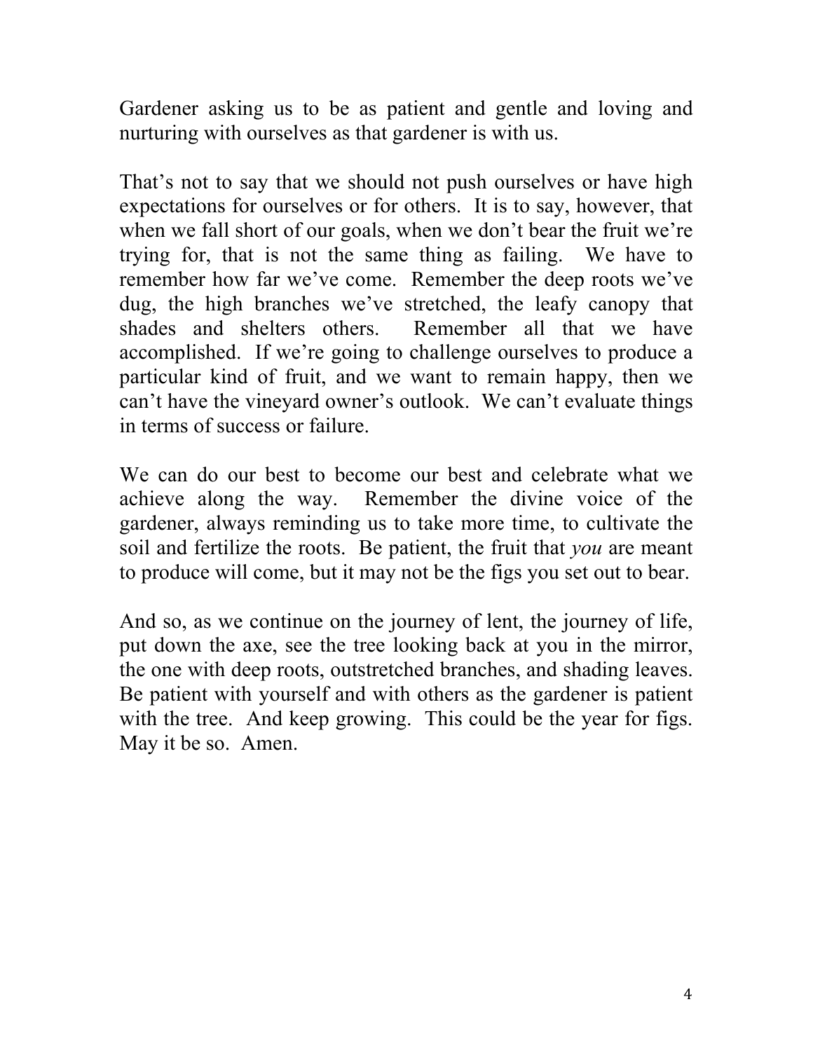Gardener asking us to be as patient and gentle and loving and nurturing with ourselves as that gardener is with us.

That's not to say that we should not push ourselves or have high expectations for ourselves or for others. It is to say, however, that when we fall short of our goals, when we don't bear the fruit we're trying for, that is not the same thing as failing. We have to remember how far we've come. Remember the deep roots we've dug, the high branches we've stretched, the leafy canopy that shades and shelters others. Remember all that we have accomplished. If we're going to challenge ourselves to produce a particular kind of fruit, and we want to remain happy, then we can't have the vineyard owner's outlook. We can't evaluate things in terms of success or failure.

We can do our best to become our best and celebrate what we achieve along the way. Remember the divine voice of the gardener, always reminding us to take more time, to cultivate the soil and fertilize the roots. Be patient, the fruit that *you* are meant to produce will come, but it may not be the figs you set out to bear.

And so, as we continue on the journey of lent, the journey of life, put down the axe, see the tree looking back at you in the mirror, the one with deep roots, outstretched branches, and shading leaves. Be patient with yourself and with others as the gardener is patient with the tree. And keep growing. This could be the year for figs. May it be so. Amen.